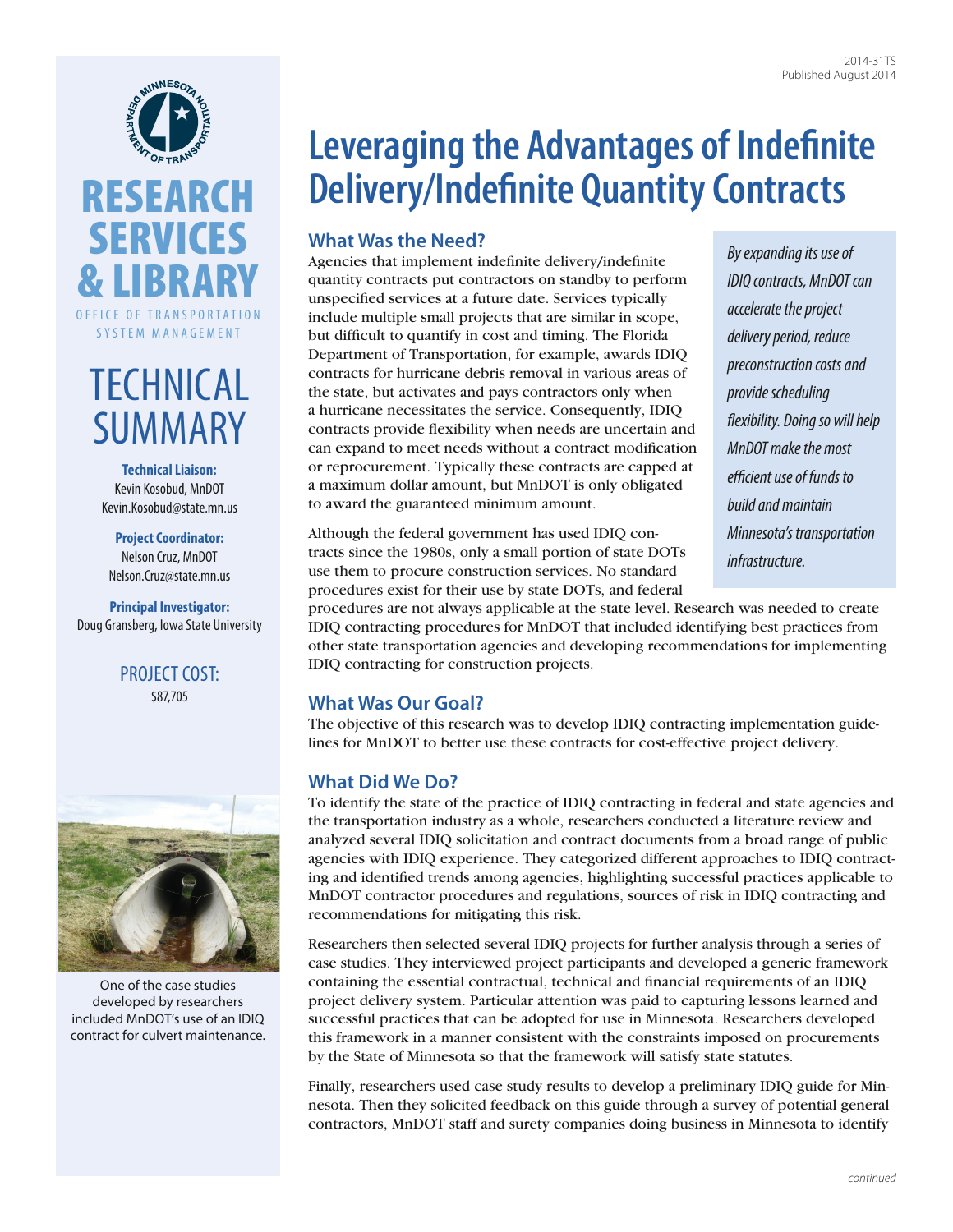2014-31TS
Published August 2014

**RESEARCH SERVICES & LIBRARY**

OFFICE OF TRANSPORTATION SYSTEM MANAGEMENT

# TECHNICAL SUMMARY

**Technical Liaison:**
Kevin Kosobud, MnDOT
Kevin.Kosobud@state.mn.us

**Project Coordinator:**
Nelson Cruz, MnDOT
Nelson.Cruz@state.mn.us

**Principal Investigator:**
Doug Gransberg, Iowa State University

PROJECT COST:
$87,705

One of the case studies developed by researchers included MnDOT's use of an IDIQ contract for culvert maintenance.

# Leveraging the Advantages of Indefinite Delivery/Indefinite Quantity Contracts

*By expanding its use of IDIQ contracts, MnDOT can accelerate the project delivery period, reduce preconstruction costs and provide scheduling flexibility. Doing so will help MnDOT make the most efficient use of funds to build and maintain Minnesota's transportation infrastructure.*

## What Was the Need?

Agencies that implement indefinite delivery/indefinite quantity contracts put contractors on standby to perform unspecified services at a future date. Services typically include multiple small projects that are similar in scope, but difficult to quantify in cost and timing. The Florida Department of Transportation, for example, awards IDIQ contracts for hurricane debris removal in various areas of the state, but activates and pays contractors only when a hurricane necessitates the service. Consequently, IDIQ contracts provide flexibility when needs are uncertain and can expand to meet needs without a contract modification or reprocurement. Typically these contracts are capped at a maximum dollar amount, but MnDOT is only obligated to award the guaranteed minimum amount.

Although the federal government has used IDIQ contracts since the 1980s, only a small portion of state DOTs use them to procure construction services. No standard procedures exist for their use by state DOTs, and federal procedures are not always applicable at the state level. Research was needed to create IDIQ contracting procedures for MnDOT that included identifying best practices from other state transportation agencies and developing recommendations for implementing IDIQ contracting for construction projects.

## What Was Our Goal?

The objective of this research was to develop IDIQ contracting implementation guidelines for MnDOT to better use these contracts for cost-effective project delivery.

## What Did We Do?

To identify the state of the practice of IDIQ contracting in federal and state agencies and the transportation industry as a whole, researchers conducted a literature review and analyzed several IDIQ solicitation and contract documents from a broad range of public agencies with IDIQ experience. They categorized different approaches to IDIQ contracting and identified trends among agencies, highlighting successful practices applicable to MnDOT contractor procedures and regulations, sources of risk in IDIQ contracting and recommendations for mitigating this risk.

Researchers then selected several IDIQ projects for further analysis through a series of case studies. They interviewed project participants and developed a generic framework containing the essential contractual, technical and financial requirements of an IDIQ project delivery system. Particular attention was paid to capturing lessons learned and successful practices that can be adopted for use in Minnesota. Researchers developed this framework in a manner consistent with the constraints imposed on procurements by the State of Minnesota so that the framework will satisfy state statutes.

Finally, researchers used case study results to develop a preliminary IDIQ guide for Minnesota. Then they solicited feedback on this guide through a survey of potential general contractors, MnDOT staff and surety companies doing business in Minnesota to identify

*continued*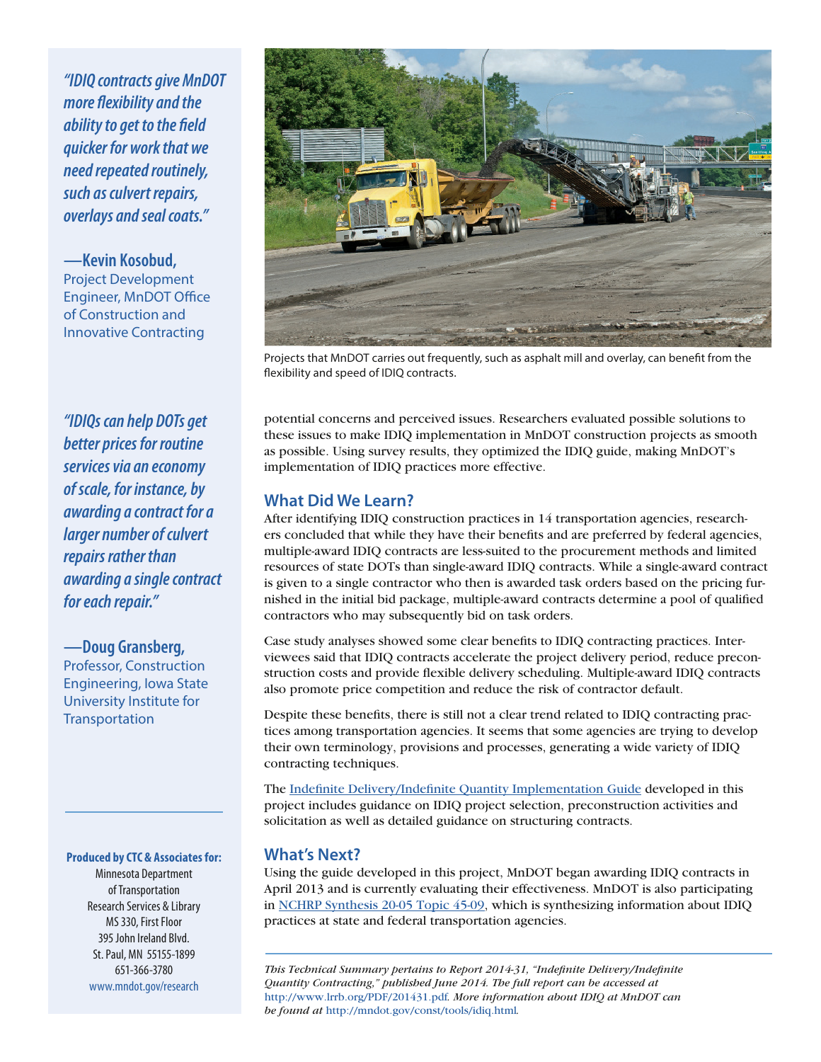*"IDIQ contracts give MnDOT more flexibility and the ability to get to the field quicker for work that we need repeated routinely, such as culvert repairs, overlays and seal coats."*

**—Kevin Kosobud,**
Project Development Engineer, MnDOT Office of Construction and Innovative Contracting

*"IDIQs can help DOTs get better prices for routine services via an economy of scale, for instance, by awarding a contract for a larger number of culvert repairs rather than awarding a single contract for each repair."*

**—Doug Gransberg,**
Professor, Construction Engineering, Iowa State University Institute for Transportation

**Produced by CTC & Associates for:**
Minnesota Department of Transportation
Research Services & Library
MS 330, First Floor
395 John Ireland Blvd.
St. Paul, MN 55155-1899
651-366-3780
www.mndot.gov/research

Projects that MnDOT carries out frequently, such as asphalt mill and overlay, can benefit from the flexibility and speed of IDIQ contracts.

potential concerns and perceived issues. Researchers evaluated possible solutions to these issues to make IDIQ implementation in MnDOT construction projects as smooth as possible. Using survey results, they optimized the IDIQ guide, making MnDOT's implementation of IDIQ practices more effective.

## What Did We Learn?

After identifying IDIQ construction practices in 14 transportation agencies, researchers concluded that while they have their benefits and are preferred by federal agencies, multiple-award IDIQ contracts are less-suited to the procurement methods and limited resources of state DOTs than single-award IDIQ contracts. While a single-award contract is given to a single contractor who then is awarded task orders based on the pricing furnished in the initial bid package, multiple-award contracts determine a pool of qualified contractors who may subsequently bid on task orders.

Case study analyses showed some clear benefits to IDIQ contracting practices. Interviewees said that IDIQ contracts accelerate the project delivery period, reduce preconstruction costs and provide flexible delivery scheduling. Multiple-award IDIQ contracts also promote price competition and reduce the risk of contractor default.

Despite these benefits, there is still not a clear trend related to IDIQ contracting practices among transportation agencies. It seems that some agencies are trying to develop their own terminology, provisions and processes, generating a wide variety of IDIQ contracting techniques.

The Indefinite Delivery/Indefinite Quantity Implementation Guide developed in this project includes guidance on IDIQ project selection, preconstruction activities and solicitation as well as detailed guidance on structuring contracts.

## What's Next?

Using the guide developed in this project, MnDOT began awarding IDIQ contracts in April 2013 and is currently evaluating their effectiveness. MnDOT is also participating in NCHRP Synthesis 20-05 Topic 45-09, which is synthesizing information about IDIQ practices at state and federal transportation agencies.

*This Technical Summary pertains to Report 2014-31, "Indefinite Delivery/Indefinite Quantity Contracting," published June 2014. The full report can be accessed at* http://www.lrrb.org/PDF/201431.pdf. *More information about IDIQ at MnDOT can be found at* http://mndot.gov/const/tools/idiq.html.